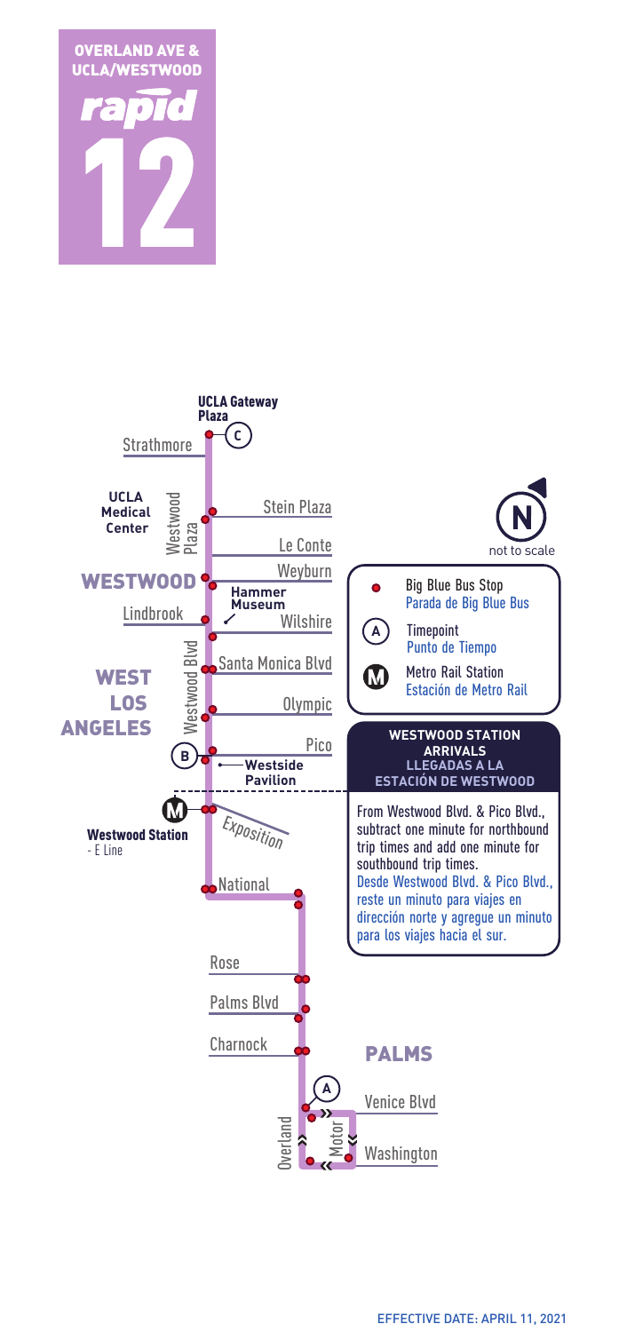# OVERLAND AVE & UCLA/WESTWOOD

# rapid 12

**UCLA Gateway Plaza** (C)

Strathmore

**UCLA Medical Center**

Westwood Plaza

Stein Plaza

Le Conte

**WESTWOOD**

Weyburn

**Hammer Museum**

Lindbrook

Wilshire

**WEST LOS ANGELES**

Westwood Blvd

Santa Monica Blvd

Olympic

(B) Pico

**Westside Pavilion**

**Westwood Station** - E Line

Exposition

National

Rose

Palms Blvd

Charnock

**PALMS**

(A)

Venice Blvd

Overland

Motor

Washington

N — not to scale

- Big Blue Bus Stop / Parada de Big Blue Bus
- (A) Timepoint / Punto de Tiempo
- (M) Metro Rail Station / Estación de Metro Rail

**WESTWOOD STATION ARRIVALS**
**LLEGADAS A LA ESTACIÓN DE WESTWOOD**

From Westwood Blvd. & Pico Blvd., subtract one minute for northbound trip times and add one minute for southbound trip times.

Desde Westwood Blvd. & Pico Blvd., reste un minuto para viajes en dirección norte y agregue un minuto para los viajes hacia el sur.

EFFECTIVE DATE: APRIL 11, 2021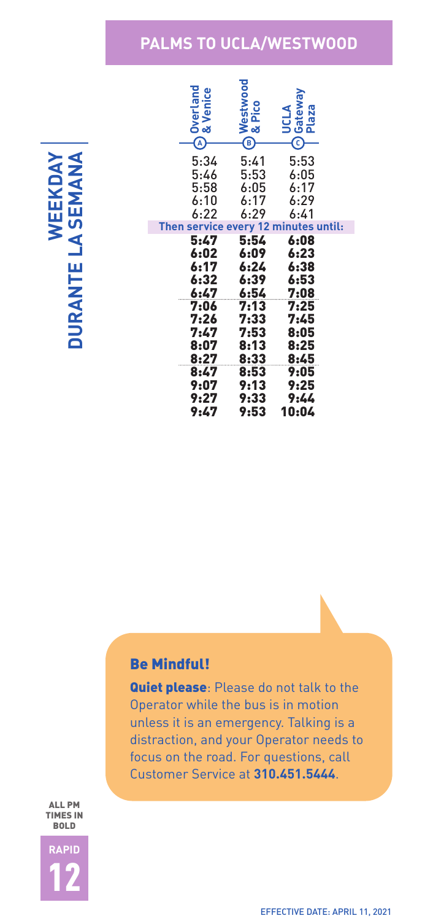## PALMS TO UCLA/WESTWOOD

**WEEKDAY**
**DURANTE LA SEMANA**

| Overland & Venice (A) | Westwood & Pico (B) | UCLA Gateway Plaza (C) |
|---|---|---|
| 5:34 | 5:41 | 5:53 |
| 5:46 | 5:53 | 6:05 |
| 5:58 | 6:05 | 6:17 |
| 6:10 | 6:17 | 6:29 |
| 6:22 | 6:29 | 6:41 |
| Then service every 12 minutes until: | | |
| **5:47** | **5:54** | **6:08** |
| **6:02** | **6:09** | **6:23** |
| **6:17** | **6:24** | **6:38** |
| **6:32** | **6:39** | **6:53** |
| **6:47** | **6:54** | **7:08** |
| **7:06** | **7:13** | **7:25** |
| **7:26** | **7:33** | **7:45** |
| **7:47** | **7:53** | **8:05** |
| **8:07** | **8:13** | **8:25** |
| **8:27** | **8:33** | **8:45** |
| **8:47** | **8:53** | **9:05** |
| **9:07** | **9:13** | **9:25** |
| **9:27** | **9:33** | **9:44** |
| **9:47** | **9:53** | **10:04** |

### Be Mindful!

**Quiet please**: Please do not talk to the Operator while the bus is in motion unless it is an emergency. Talking is a distraction, and your Operator needs to focus on the road. For questions, call Customer Service at **310.451.5444**.

**ALL PM TIMES IN BOLD**

RAPID 12

EFFECTIVE DATE: APRIL 11, 2021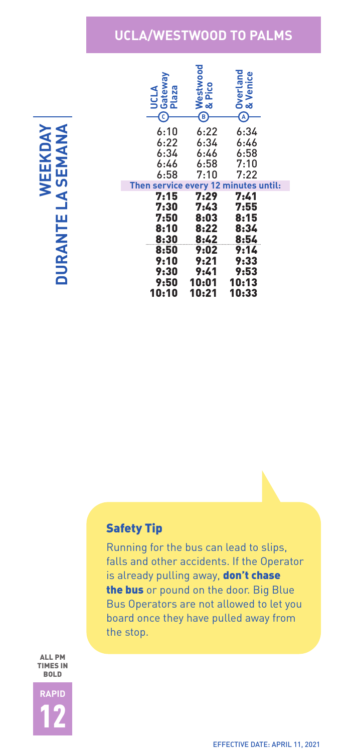# UCLA/WESTWOOD TO PALMS

**WEEKDAY**
**DURANTE LA SEMANA**

| UCLA Gateway Plaza (C) | Westwood & Pico (B) | Overland & Venice (A) |
|---|---|---|
| 6:10 | 6:22 | 6:34 |
| 6:22 | 6:34 | 6:46 |
| 6:34 | 6:46 | 6:58 |
| 6:46 | 6:58 | 7:10 |
| 6:58 | 7:10 | 7:22 |
| **Then service every 12 minutes until:** | | |
| **7:15** | **7:29** | **7:41** |
| **7:30** | **7:43** | **7:55** |
| **7:50** | **8:03** | **8:15** |
| **8:10** | **8:22** | **8:34** |
| **8:30** | **8:42** | **8:54** |
| **8:50** | **9:02** | **9:14** |
| **9:10** | **9:21** | **9:33** |
| **9:30** | **9:41** | **9:53** |
| **9:50** | **10:01** | **10:13** |
| **10:10** | **10:21** | **10:33** |

## Safety Tip

Running for the bus can lead to slips, falls and other accidents. If the Operator is already pulling away, **don't chase the bus** or pound on the door. Big Blue Bus Operators are not allowed to let you board once they have pulled away from the stop.

**ALL PM TIMES IN BOLD**

**RAPID 12**

EFFECTIVE DATE: APRIL 11, 2021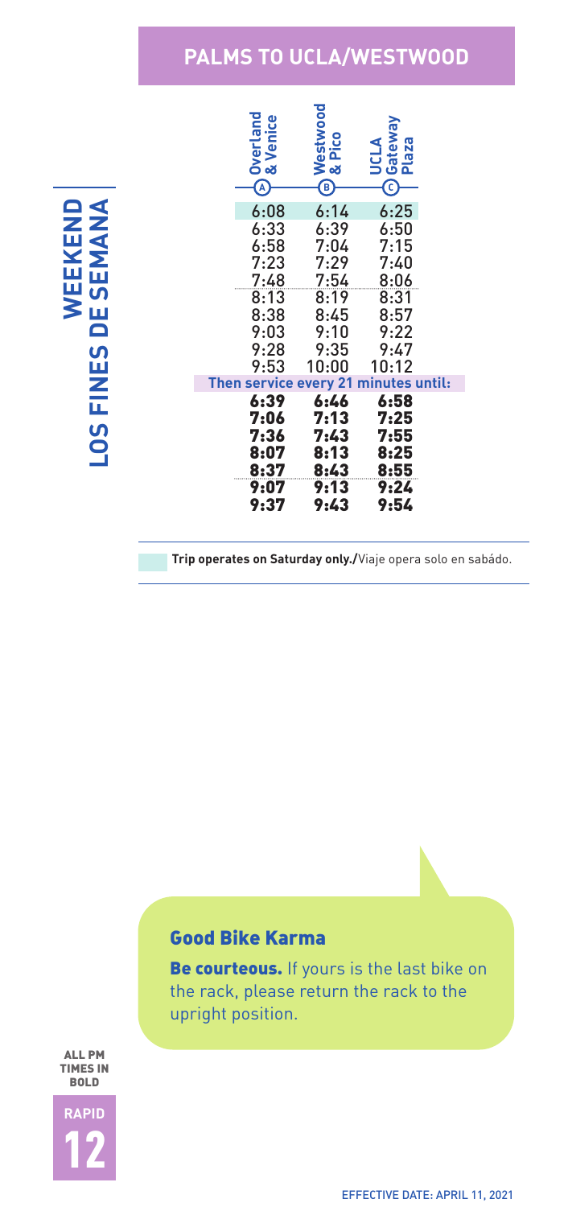## PALMS TO UCLA/WESTWOOD

**WEEKEND**
**LOS FINES DE SEMANA**

| Overland & Venice (A) | Westwood & Pico (B) | UCLA Gateway Plaza (C) |
|---|---|---|
| 6:08 | 6:14 | 6:25 |
| 6:33 | 6:39 | 6:50 |
| 6:58 | 7:04 | 7:15 |
| 7:23 | 7:29 | 7:40 |
| 7:48 | 7:54 | 8:06 |
| 8:13 | 8:19 | 8:31 |
| 8:38 | 8:45 | 8:57 |
| 9:03 | 9:10 | 9:22 |
| 9:28 | 9:35 | 9:47 |
| 9:53 | 10:00 | 10:12 |
| **Then service every 21 minutes until:** | | |
| **6:39** | **6:46** | **6:58** |
| **7:06** | **7:13** | **7:25** |
| **7:36** | **7:43** | **7:55** |
| **8:07** | **8:13** | **8:25** |
| **8:37** | **8:43** | **8:55** |
| **9:07** | **9:13** | **9:24** |
| **9:37** | **9:43** | **9:54** |

**Trip operates on Saturday only./**Viaje opera solo en sabádo.

### Good Bike Karma

**Be courteous.** If yours is the last bike on the rack, please return the rack to the upright position.

ALL PM TIMES IN BOLD

RAPID 12

EFFECTIVE DATE: APRIL 11, 2021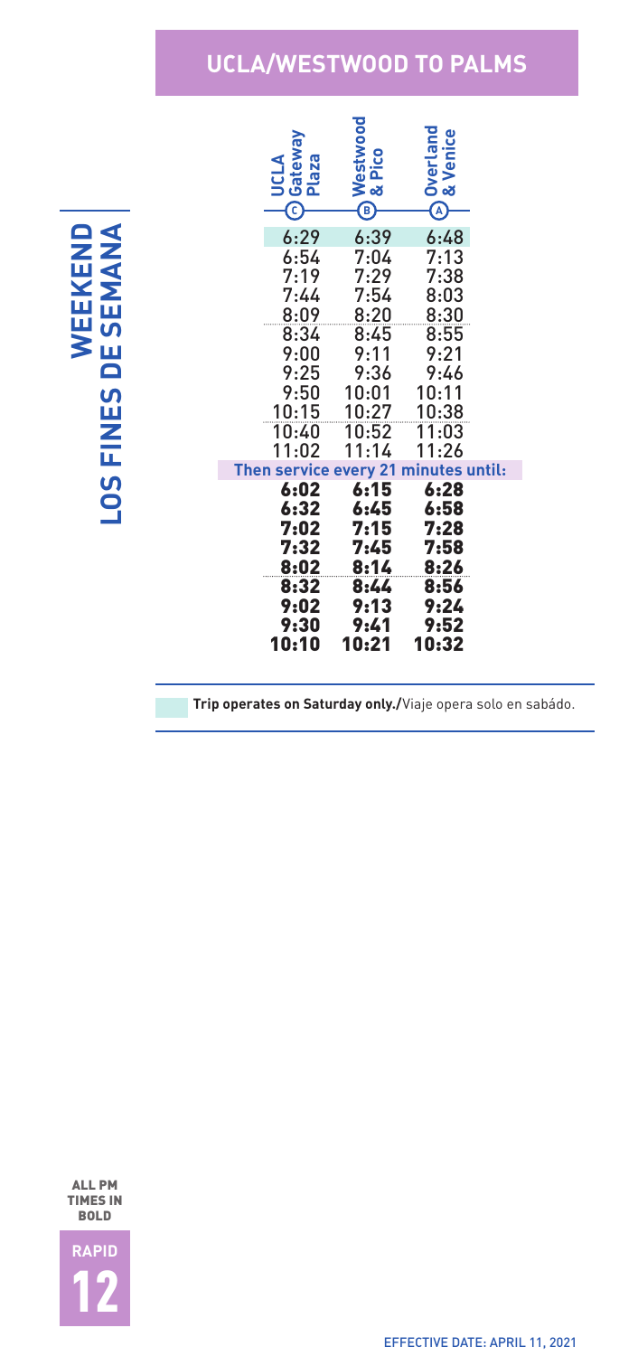# UCLA/WESTWOOD TO PALMS

## WEEKEND / LOS FINES DE SEMANA

| UCLA Gateway Plaza (C) | Westwood & Pico (B) | Overland & Venice (A) |
|---|---|---|
| 6:29 | 6:39 | 6:48 |
| 6:54 | 7:04 | 7:13 |
| 7:19 | 7:29 | 7:38 |
| 7:44 | 7:54 | 8:03 |
| 8:09 | 8:20 | 8:30 |
| 8:34 | 8:45 | 8:55 |
| 9:00 | 9:11 | 9:21 |
| 9:25 | 9:36 | 9:46 |
| 9:50 | 10:01 | 10:11 |
| 10:15 | 10:27 | 10:38 |
| 10:40 | 10:52 | 11:03 |
| 11:02 | 11:14 | 11:26 |
| **Then service every 21 minutes until:** | | |
| **6:02** | **6:15** | **6:28** |
| **6:32** | **6:45** | **6:58** |
| **7:02** | **7:15** | **7:28** |
| **7:32** | **7:45** | **7:58** |
| **8:02** | **8:14** | **8:26** |
| **8:32** | **8:44** | **8:56** |
| **9:02** | **9:13** | **9:24** |
| **9:30** | **9:41** | **9:52** |
| **10:10** | **10:21** | **10:32** |

**Trip operates on Saturday only./**Viaje opera solo en sabádo.

ALL PM TIMES IN BOLD

RAPID 12

EFFECTIVE DATE: APRIL 11, 2021